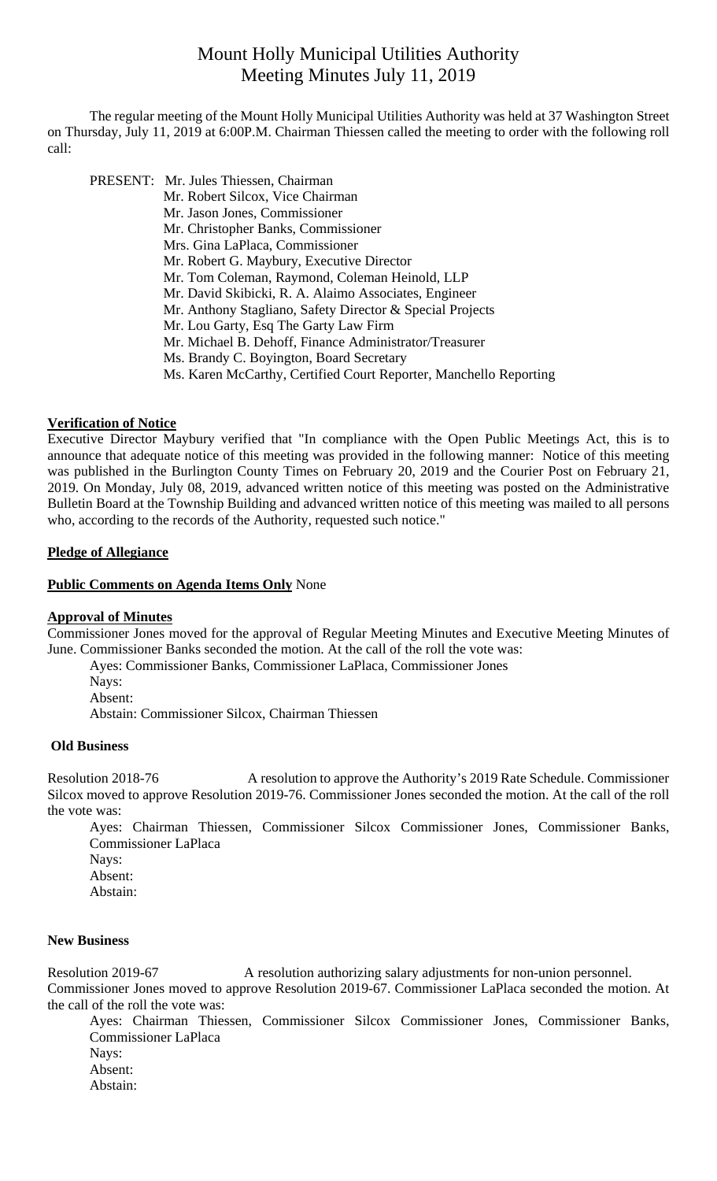# Mount Holly Municipal Utilities Authority
## Meeting Minutes July 11, 2019

The regular meeting of the Mount Holly Municipal Utilities Authority was held at 37 Washington Street on Thursday, July 11, 2019 at 6:00P.M. Chairman Thiessen called the meeting to order with the following roll call:

PRESENT: Mr. Jules Thiessen, Chairman
Mr. Robert Silcox, Vice Chairman
Mr. Jason Jones, Commissioner
Mr. Christopher Banks, Commissioner
Mrs. Gina LaPlaca, Commissioner
Mr. Robert G. Maybury, Executive Director
Mr. Tom Coleman, Raymond, Coleman Heinold, LLP
Mr. David Skibicki, R. A. Alaimo Associates, Engineer
Mr. Anthony Stagliano, Safety Director & Special Projects
Mr. Lou Garty, Esq The Garty Law Firm
Mr. Michael B. Dehoff, Finance Administrator/Treasurer
Ms. Brandy C. Boyington, Board Secretary
Ms. Karen McCarthy, Certified Court Reporter, Manchello Reporting

**Verification of Notice**

Executive Director Maybury verified that "In compliance with the Open Public Meetings Act, this is to announce that adequate notice of this meeting was provided in the following manner: Notice of this meeting was published in the Burlington County Times on February 20, 2019 and the Courier Post on February 21, 2019. On Monday, July 08, 2019, advanced written notice of this meeting was posted on the Administrative Bulletin Board at the Township Building and advanced written notice of this meeting was mailed to all persons who, according to the records of the Authority, requested such notice."

**Pledge of Allegiance**

**Public Comments on Agenda Items Only** None

**Approval of Minutes**

Commissioner Jones moved for the approval of Regular Meeting Minutes and Executive Meeting Minutes of June. Commissioner Banks seconded the motion. At the call of the roll the vote was:

Ayes: Commissioner Banks, Commissioner LaPlaca, Commissioner Jones
Nays:
Absent:
Abstain: Commissioner Silcox, Chairman Thiessen

**Old Business**

Resolution 2018-76 A resolution to approve the Authority's 2019 Rate Schedule. Commissioner Silcox moved to approve Resolution 2019-76. Commissioner Jones seconded the motion. At the call of the roll the vote was:

Ayes: Chairman Thiessen, Commissioner Silcox Commissioner Jones, Commissioner Banks, Commissioner LaPlaca
Nays:
Absent:
Abstain:

**New Business**

Resolution 2019-67 A resolution authorizing salary adjustments for non-union personnel. Commissioner Jones moved to approve Resolution 2019-67. Commissioner LaPlaca seconded the motion. At the call of the roll the vote was:

Ayes: Chairman Thiessen, Commissioner Silcox Commissioner Jones, Commissioner Banks, Commissioner LaPlaca
Nays:
Absent:
Abstain: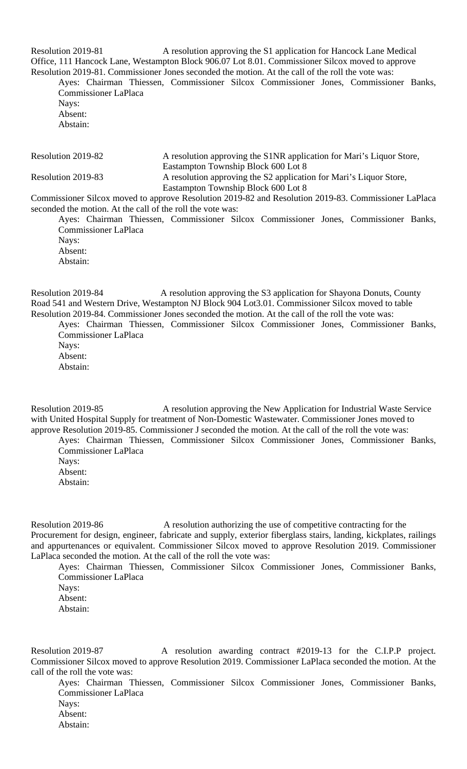Resolution 2019-81 A resolution approving the S1 application for Hancock Lane Medical Office, 111 Hancock Lane, Westampton Block 906.07 Lot 8.01. Commissioner Silcox moved to approve Resolution 2019-81. Commissioner Jones seconded the motion. At the call of the roll the vote was:

Ayes: Chairman Thiessen, Commissioner Silcox Commissioner Jones, Commissioner Banks, Commissioner LaPlaca
Nays:
Absent:
Abstain:

Resolution 2019-82 A resolution approving the S1NR application for Mari's Liquor Store, Eastampton Township Block 600 Lot 8

Resolution 2019-83 A resolution approving the S2 application for Mari's Liquor Store, Eastampton Township Block 600 Lot 8

Commissioner Silcox moved to approve Resolution 2019-82 and Resolution 2019-83. Commissioner LaPlaca seconded the motion. At the call of the roll the vote was:

Ayes: Chairman Thiessen, Commissioner Silcox Commissioner Jones, Commissioner Banks, Commissioner LaPlaca
Nays:
Absent:
Abstain:

Resolution 2019-84 A resolution approving the S3 application for Shayona Donuts, County Road 541 and Western Drive, Westampton NJ Block 904 Lot3.01. Commissioner Silcox moved to table Resolution 2019-84. Commissioner Jones seconded the motion. At the call of the roll the vote was:

Ayes: Chairman Thiessen, Commissioner Silcox Commissioner Jones, Commissioner Banks, Commissioner LaPlaca
Nays:
Absent:
Abstain:

Resolution 2019-85 A resolution approving the New Application for Industrial Waste Service with United Hospital Supply for treatment of Non-Domestic Wastewater. Commissioner Jones moved to approve Resolution 2019-85. Commissioner J seconded the motion. At the call of the roll the vote was:

Ayes: Chairman Thiessen, Commissioner Silcox Commissioner Jones, Commissioner Banks, Commissioner LaPlaca
Nays:
Absent:
Abstain:

Resolution 2019-86 A resolution authorizing the use of competitive contracting for the Procurement for design, engineer, fabricate and supply, exterior fiberglass stairs, landing, kickplates, railings and appurtenances or equivalent. Commissioner Silcox moved to approve Resolution 2019. Commissioner LaPlaca seconded the motion. At the call of the roll the vote was:

Ayes: Chairman Thiessen, Commissioner Silcox Commissioner Jones, Commissioner Banks, Commissioner LaPlaca
Nays:
Absent:
Abstain:

Resolution 2019-87 A resolution awarding contract #2019-13 for the C.I.P.P project. Commissioner Silcox moved to approve Resolution 2019. Commissioner LaPlaca seconded the motion. At the call of the roll the vote was:

Ayes: Chairman Thiessen, Commissioner Silcox Commissioner Jones, Commissioner Banks, Commissioner LaPlaca
Nays:
Absent:
Abstain: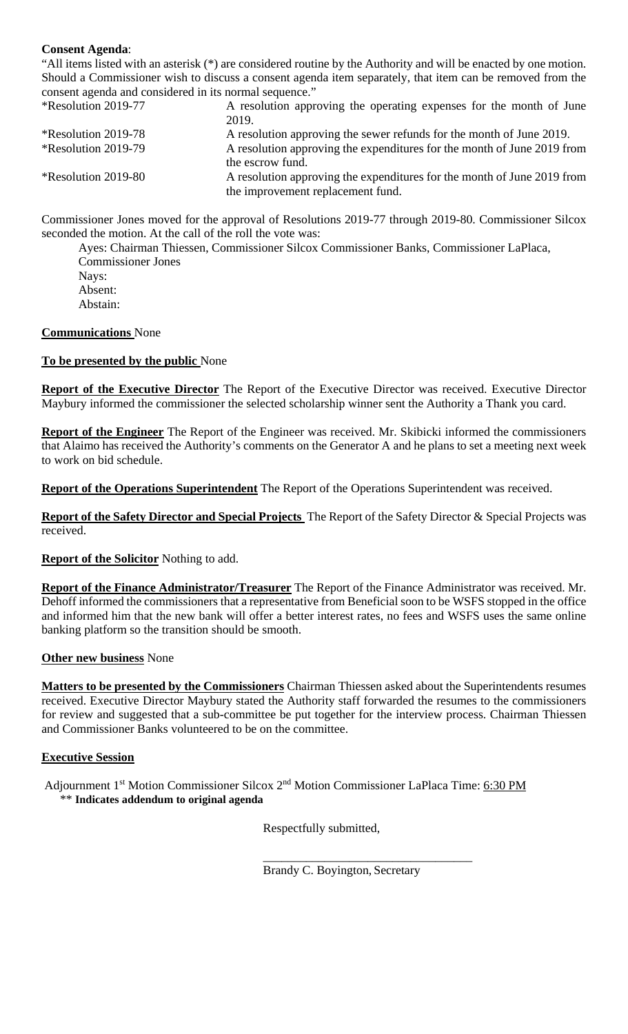**Consent Agenda**:

"All items listed with an asterisk (*) are considered routine by the Authority and will be enacted by one motion. Should a Commissioner wish to discuss a consent agenda item separately, that item can be removed from the consent agenda and considered in its normal sequence."

| | |
|---|---|
| *Resolution 2019-77 | A resolution approving the operating expenses for the month of June 2019. |
| *Resolution 2019-78 | A resolution approving the sewer refunds for the month of June 2019. |
| *Resolution 2019-79 | A resolution approving the expenditures for the month of June 2019 from the escrow fund. |
| *Resolution 2019-80 | A resolution approving the expenditures for the month of June 2019 from the improvement replacement fund. |

Commissioner Jones moved for the approval of Resolutions 2019-77 through 2019-80. Commissioner Silcox seconded the motion. At the call of the roll the vote was:

Ayes: Chairman Thiessen, Commissioner Silcox Commissioner Banks, Commissioner LaPlaca, Commissioner Jones
Nays:
Absent:
Abstain:

**Communications** None

**To be presented by the public** None

**Report of the Executive Director** The Report of the Executive Director was received. Executive Director Maybury informed the commissioner the selected scholarship winner sent the Authority a Thank you card.

**Report of the Engineer** The Report of the Engineer was received. Mr. Skibicki informed the commissioners that Alaimo has received the Authority's comments on the Generator A and he plans to set a meeting next week to work on bid schedule.

**Report of the Operations Superintendent** The Report of the Operations Superintendent was received.

**Report of the Safety Director and Special Projects** The Report of the Safety Director & Special Projects was received.

**Report of the Solicitor** Nothing to add.

**Report of the Finance Administrator/Treasurer** The Report of the Finance Administrator was received. Mr. Dehoff informed the commissioners that a representative from Beneficial soon to be WSFS stopped in the office and informed him that the new bank will offer a better interest rates, no fees and WSFS uses the same online banking platform so the transition should be smooth.

**Other new business** None

**Matters to be presented by the Commissioners** Chairman Thiessen asked about the Superintendents resumes received. Executive Director Maybury stated the Authority staff forwarded the resumes to the commissioners for review and suggested that a sub-committee be put together for the interview process. Chairman Thiessen and Commissioner Banks volunteered to be on the committee.

**Executive Session**

Adjournment 1st Motion Commissioner Silcox 2nd Motion Commissioner LaPlaca Time: 6:30 PM

** **Indicates addendum to original agenda**

Respectfully submitted,

\_\_\_\_\_\_\_\_\_\_\_\_\_\_\_\_\_\_\_\_\_\_\_\_\_\_\_\_\_\_\_\_\_\_

Brandy C. Boyington, Secretary